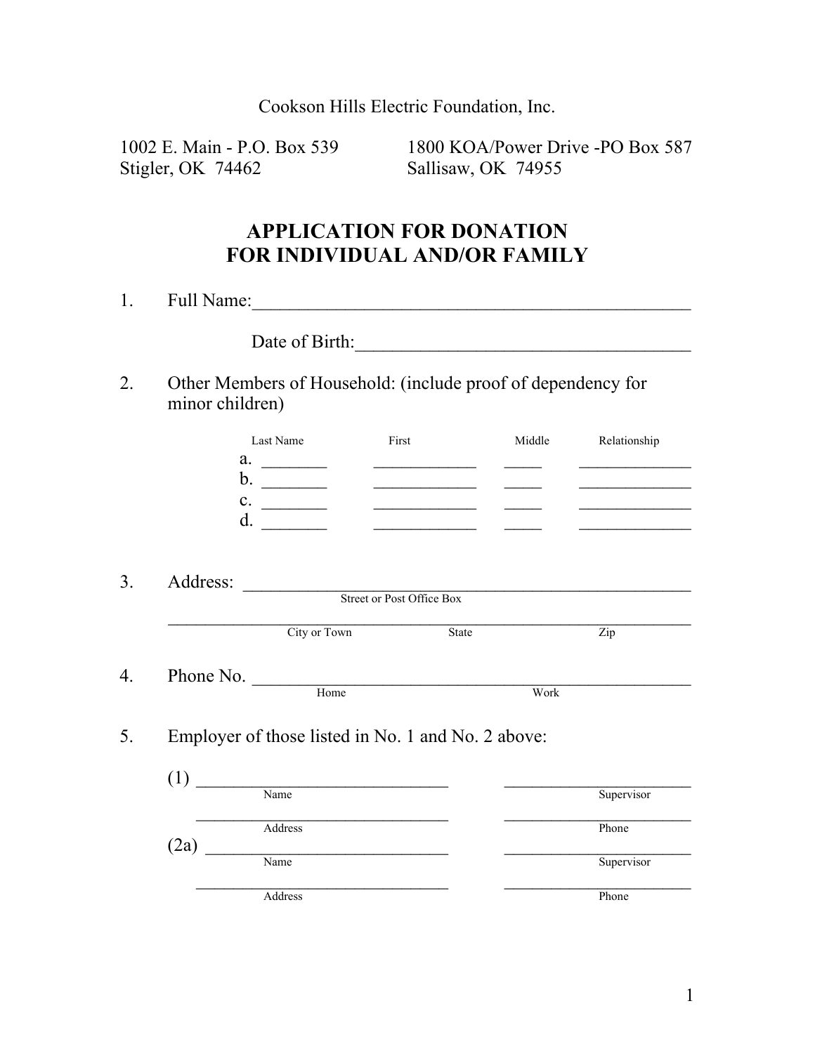Cookson Hills Electric Foundation, Inc.

1002 E. Main - P.O. Box 539
Stigler, OK 74462

1800 KOA/Power Drive -PO Box 587
Sallisaw, OK 74955

# APPLICATION FOR DONATION
# FOR INDIVIDUAL AND/OR FAMILY

1. Full Name:_________________________________________________

   Date of Birth:_____________________________________

2. Other Members of Household: (include proof of dependency for minor children)

| | Last Name | First | Middle | Relationship |
|---|---|---|---|---|
| a. | ________ | _____________ | _____ | ______________ |
| b. | ________ | _____________ | _____ | ______________ |
| c. | ________ | _____________ | _____ | ______________ |
| d. | ________ | _____________ | _____ | ______________ |

3. Address: ___________________________________________________
   Street or Post Office Box

   ____________________________________________________________
   City or Town State Zip

4. Phone No. _________________________________________________
   Home Work

5. Employer of those listed in No. 1 and No. 2 above:

   (1) ____________________________ ______________________
   Name Supervisor

   ______________________________ ______________________
   Address Phone

   (2a) ____________________________ ______________________
   Name Supervisor

   ______________________________ ______________________
   Address Phone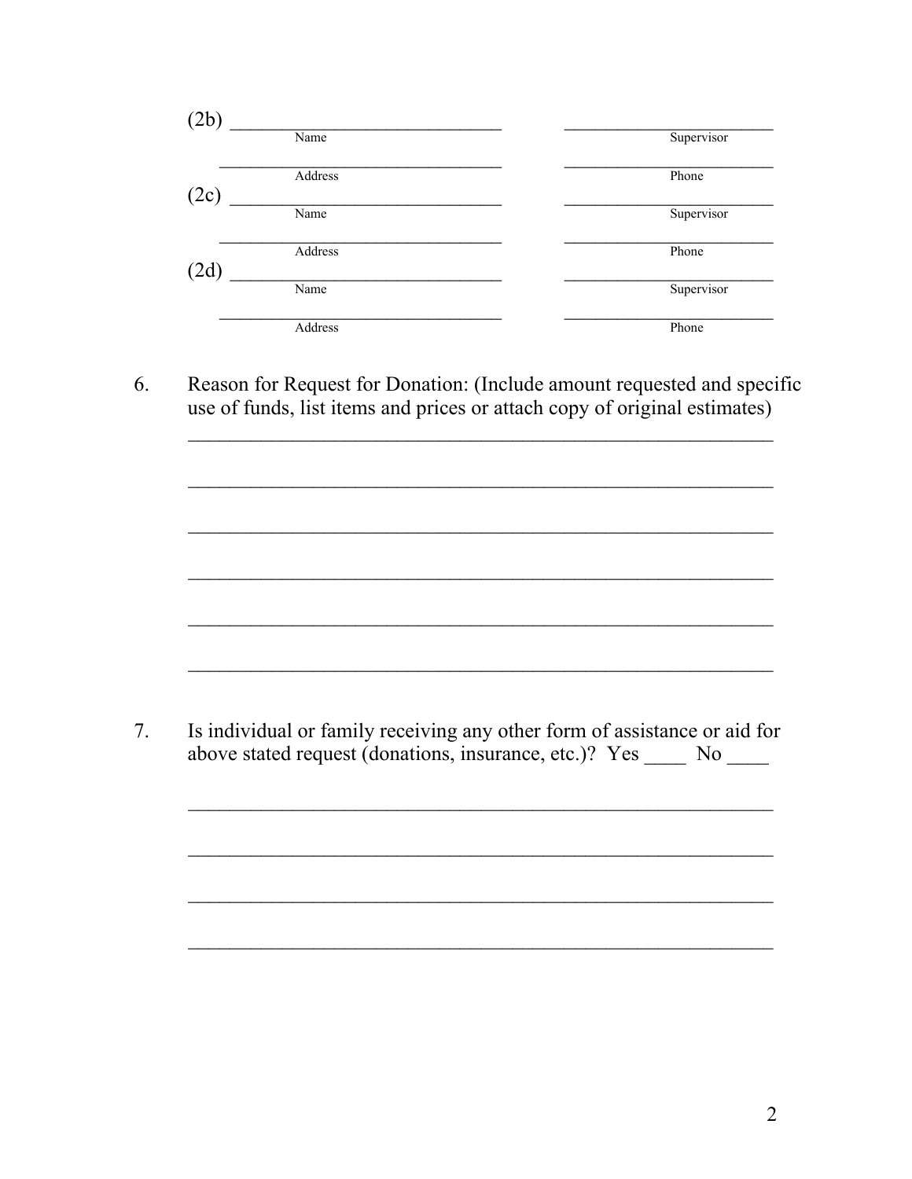(2b) ______________________________ ________________________
Name Supervisor

______________________________ ________________________
Address Phone

(2c) ______________________________ ________________________
Name Supervisor

______________________________ ________________________
Address Phone

(2d) ______________________________ ________________________
Name Supervisor

______________________________ ________________________
Address Phone

6. Reason for Request for Donation: (Include amount requested and specific use of funds, list items and prices or attach copy of original estimates)

____________________________________________________________

____________________________________________________________

____________________________________________________________

____________________________________________________________

____________________________________________________________

____________________________________________________________

7. Is individual or family receiving any other form of assistance or aid for above stated request (donations, insurance, etc.)? Yes ____ No ____

____________________________________________________________

____________________________________________________________

____________________________________________________________

____________________________________________________________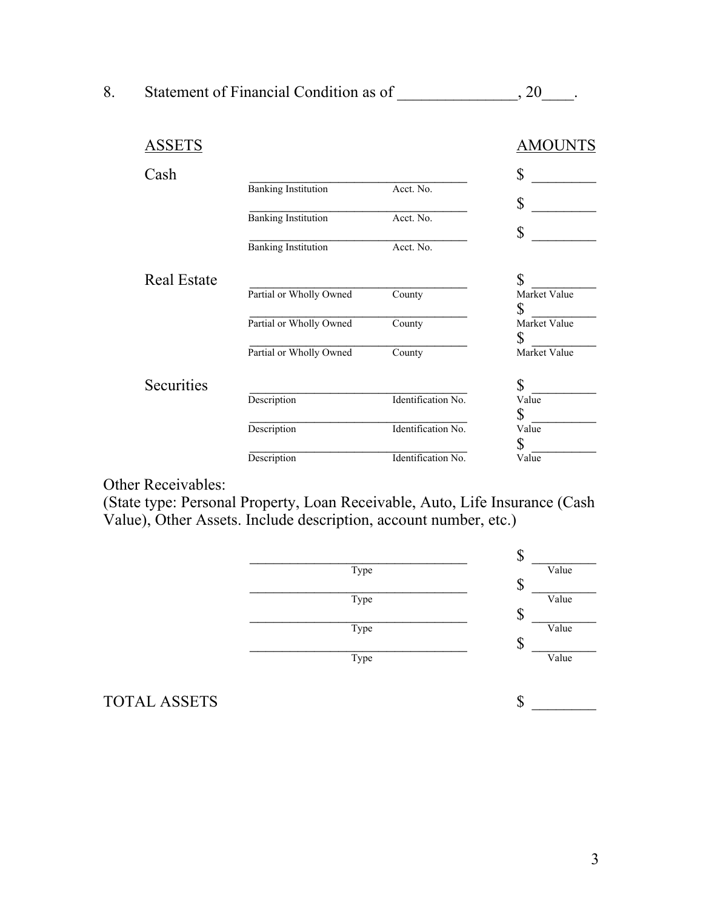8. Statement of Financial Condition as of _______________, 20____.

| ASSETS | | | AMOUNTS |
|---|---|---|---|
| Cash | Banking Institution | Acct. No. | $ _________ |
| | Banking Institution | Acct. No. | $ _________ |
| | Banking Institution | Acct. No. | $ _________ |
| Real Estate | Partial or Wholly Owned | County | $ _________ Market Value |
| | Partial or Wholly Owned | County | $ _________ Market Value |
| | Partial or Wholly Owned | County | $ _________ Market Value |
| Securities | Description | Identification No. | $ _________ Value |
| | Description | Identification No. | $ _________ Value |
| | Description | Identification No. | $ _________ Value |

Other Receivables:
(State type: Personal Property, Loan Receivable, Auto, Life Insurance (Cash Value), Other Assets. Include description, account number, etc.)

| Type | Value |
|---|---|
| ___________________________________ | $ _________ |
| ___________________________________ | $ _________ |
| ___________________________________ | $ _________ |
| ___________________________________ | $ _________ |

TOTAL ASSETS $ _________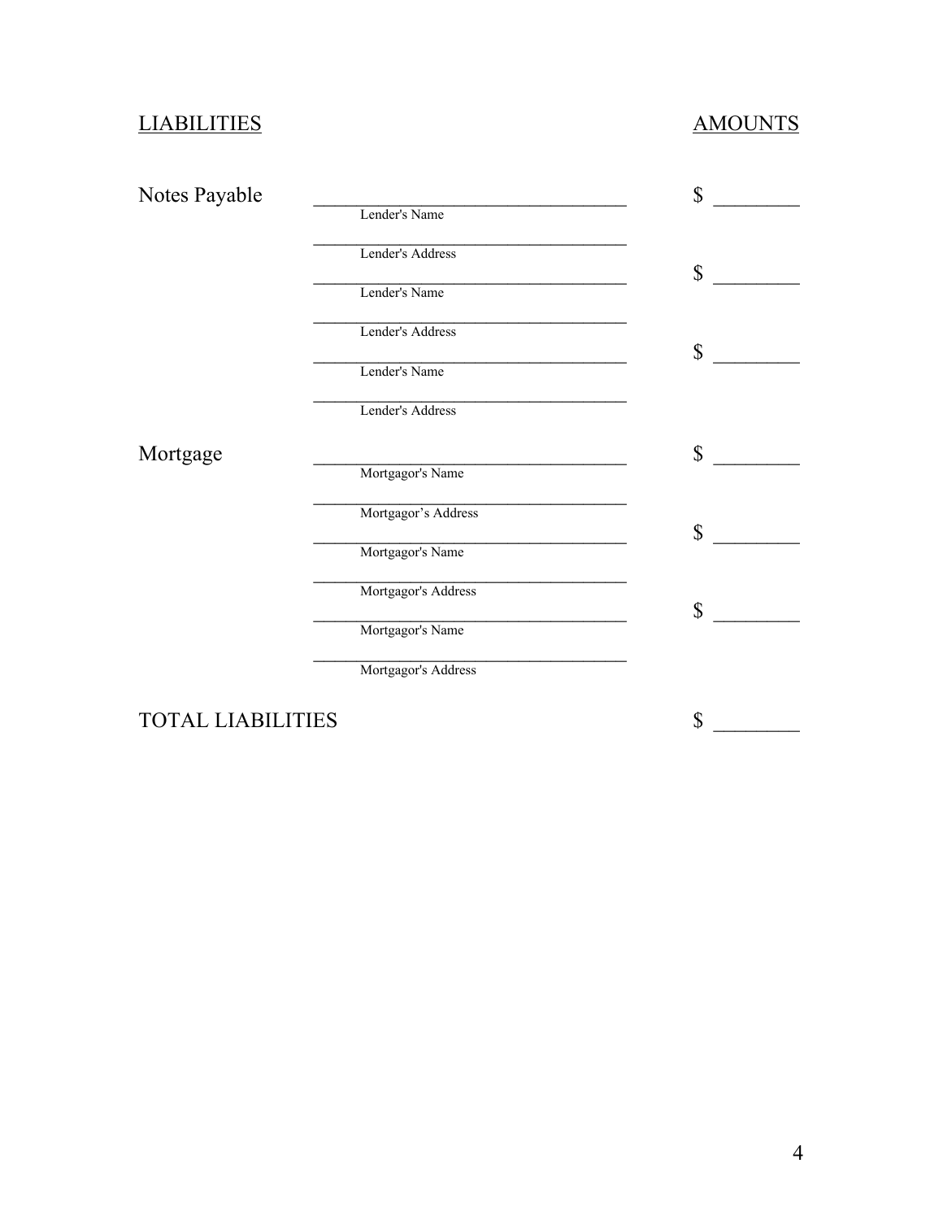| LIABILITIES | | AMOUNTS |
|---|---|---|
| Notes Payable | ______________________ Lender's Name | $ ________ |
| | ______________________ Lender's Address | |
| | ______________________ Lender's Name | $ ________ |
| | ______________________ Lender's Address | |
| | ______________________ Lender's Name | $ ________ |
| | ______________________ Lender's Address | |
| Mortgage | ______________________ Mortgagor's Name | $ ________ |
| | ______________________ Mortgagor’s Address | |
| | ______________________ Mortgagor's Name | $ ________ |
| | ______________________ Mortgagor's Address | |
| | ______________________ Mortgagor's Name | $ ________ |
| | ______________________ Mortgagor's Address | |
| TOTAL LIABILITIES | | $ ________ |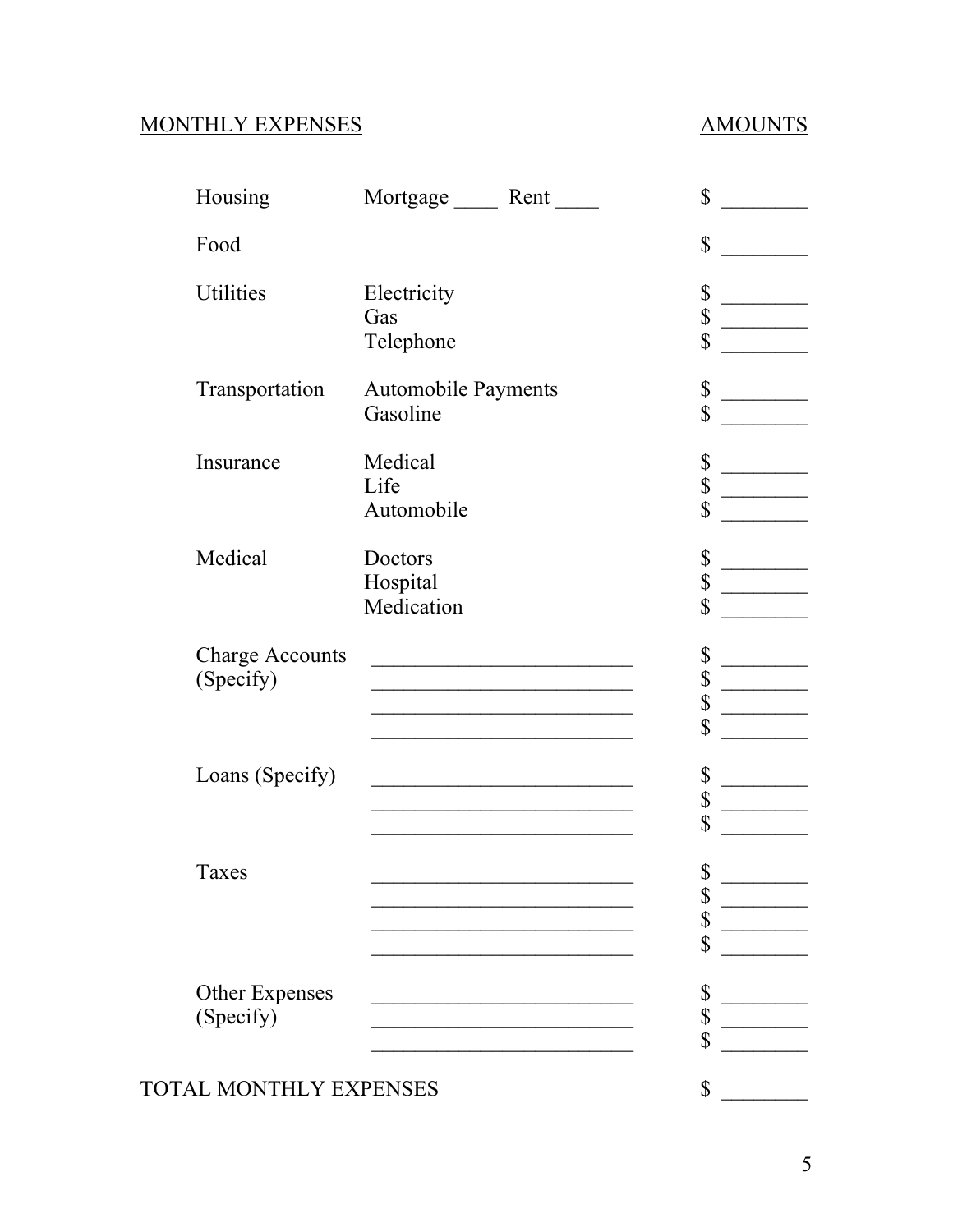| MONTHLY EXPENSES | | AMOUNTS |
|---|---|---|
| Housing | Mortgage ____ Rent ____ | $ ________ |
| Food | | $ ________ |
| Utilities | Electricity | $ ________ |
| | Gas | $ ________ |
| | Telephone | $ ________ |
| Transportation | Automobile Payments | $ ________ |
| | Gasoline | $ ________ |
| Insurance | Medical | $ ________ |
| | Life | $ ________ |
| | Automobile | $ ________ |
| Medical | Doctors | $ ________ |
| | Hospital | $ ________ |
| | Medication | $ ________ |
| Charge Accounts (Specify) | ________________________ | $ ________ |
| | ________________________ | $ ________ |
| | ________________________ | $ ________ |
| | ________________________ | $ ________ |
| Loans (Specify) | ________________________ | $ ________ |
| | ________________________ | $ ________ |
| | ________________________ | $ ________ |
| Taxes | ________________________ | $ ________ |
| | ________________________ | $ ________ |
| | ________________________ | $ ________ |
| | ________________________ | $ ________ |
| Other Expenses (Specify) | ________________________ | $ ________ |
| | ________________________ | $ ________ |
| | ________________________ | $ ________ |
| TOTAL MONTHLY EXPENSES | | $ ________ |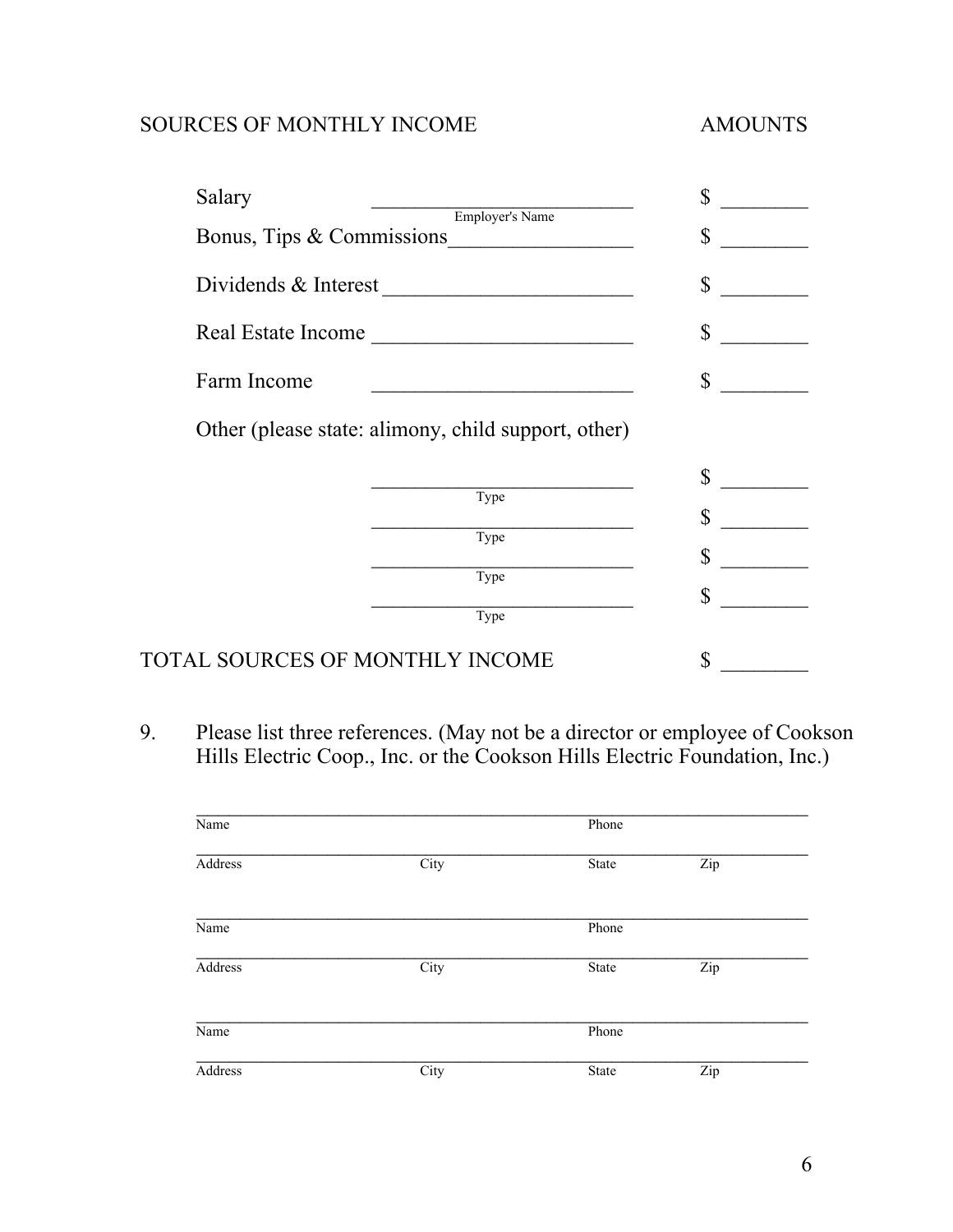SOURCES OF MONTHLY INCOME AMOUNTS

| | | |
|---|---|---|
| Salary | ____________________ (Employer's Name) | $ ________ |
| Bonus, Tips & Commissions | ____________________ | $ ________ |
| Dividends & Interest | ____________________ | $ ________ |
| Real Estate Income | ____________________ | $ ________ |
| Farm Income | ____________________ | $ ________ |

Other (please state: alimony, child support, other)

| | |
|---|---|
| ____________________ (Type) | $ ________ |
| ____________________ (Type) | $ ________ |
| ____________________ (Type) | $ ________ |
| ____________________ (Type) | $ ________ |

TOTAL SOURCES OF MONTHLY INCOME $ ________

9. Please list three references. (May not be a director or employee of Cookson Hills Electric Coop., Inc. or the Cookson Hills Electric Foundation, Inc.)

______________________________________________________________
Name Phone

______________________________________________________________
Address City State Zip

______________________________________________________________
Name Phone

______________________________________________________________
Address City State Zip

______________________________________________________________
Name Phone

______________________________________________________________
Address City State Zip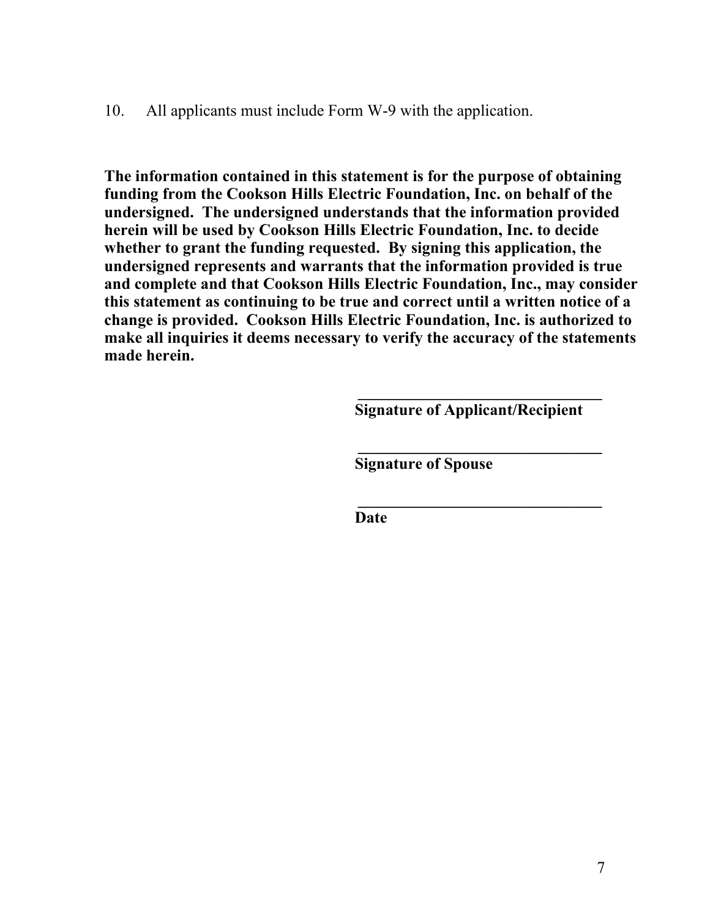10. All applicants must include Form W-9 with the application.

**The information contained in this statement is for the purpose of obtaining funding from the Cookson Hills Electric Foundation, Inc. on behalf of the undersigned. The undersigned understands that the information provided herein will be used by Cookson Hills Electric Foundation, Inc. to decide whether to grant the funding requested. By signing this application, the undersigned represents and warrants that the information provided is true and complete and that Cookson Hills Electric Foundation, Inc., may consider this statement as continuing to be true and correct until a written notice of a change is provided. Cookson Hills Electric Foundation, Inc. is authorized to make all inquiries it deems necessary to verify the accuracy of the statements made herein.**

______________________________
**Signature of Applicant/Recipient**

______________________________
**Signature of Spouse**

______________________________
**Date**